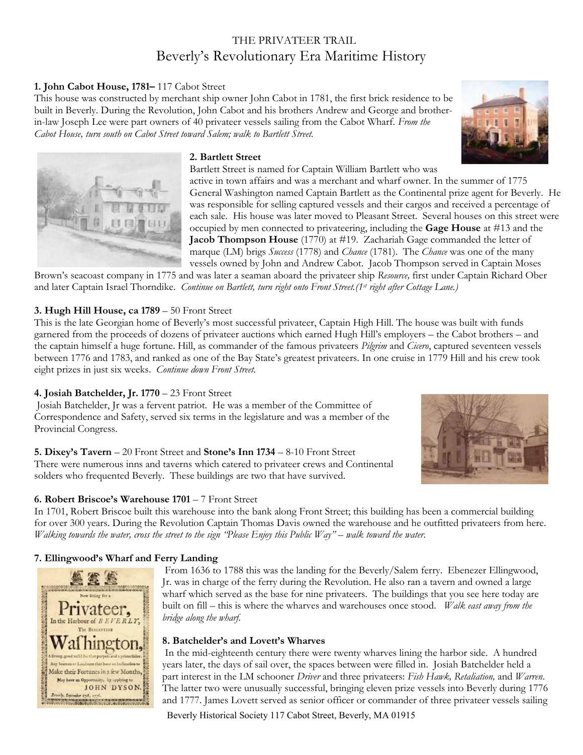# THE PRIVATEER TRAIL
## Beverly's Revolutionary Era Maritime History

**1. John Cabot House, 1781–** 117 Cabot Street

This house was constructed by merchant ship owner John Cabot in 1781, the first brick residence to be built in Beverly. During the Revolution, John Cabot and his brothers Andrew and George and brother-in-law Joseph Lee were part owners of 40 privateer vessels sailing from the Cabot Wharf. *From the Cabot House, turn south on Cabot Street toward Salem; walk to Bartlett Street.*

**2. Bartlett Street**

Bartlett Street is named for Captain William Bartlett who was active in town affairs and was a merchant and wharf owner. In the summer of 1775 General Washington named Captain Bartlett as the Continental prize agent for Beverly. He was responsible for selling captured vessels and their cargos and received a percentage of each sale. His house was later moved to Pleasant Street. Several houses on this street were occupied by men connected to privateering, including the **Gage House** at #13 and the **Jacob Thompson House** (1770) at #19. Zachariah Gage commanded the letter of marque (LM) brigs *Success* (1778) and *Chance* (1781). The *Chance* was one of the many vessels owned by John and Andrew Cabot. Jacob Thompson served in Captain Moses Brown's seacoast company in 1775 and was later a seaman aboard the privateer ship *Resource,* first under Captain Richard Ober and later Captain Israel Thorndike. *Continue on Bartlett, turn right onto Front Street.(1st right after Cottage Lane.)*

**3. Hugh Hill House, ca 1789** – 50 Front Street

This is the late Georgian home of Beverly's most successful privateer, Captain High Hill. The house was built with funds garnered from the proceeds of dozens of privateer auctions which earned Hugh Hill's employers – the Cabot brothers – and the captain himself a huge fortune. Hill, as commander of the famous privateers *Pilgrim* and *Cicero*, captured seventeen vessels between 1776 and 1783, and ranked as one of the Bay State's greatest privateers. In one cruise in 1779 Hill and his crew took eight prizes in just six weeks. *Continue down Front Street.*

**4. Josiah Batchelder, Jr. 1770** – 23 Front Street

Josiah Batchelder, Jr was a fervent patriot. He was a member of the Committee of Correspondence and Safety, served six terms in the legislature and was a member of the Provincial Congress.

**5. Dixey's Tavern** – 20 Front Street and **Stone's Inn 1734** – 8-10 Front Street

There were numerous inns and taverns which catered to privateer crews and Continental solders who frequented Beverly. These buildings are two that have survived.

**6. Robert Briscoe's Warehouse 1701** – 7 Front Street

In 1701, Robert Briscoe built this warehouse into the bank along Front Street; this building has been a commercial building for over 300 years. During the Revolution Captain Thomas Davis owned the warehouse and he outfitted privateers from here. *Walking towards the water, cross the street to the sign "Please Enjoy this Public Way" – walk toward the water.*

**7. Ellingwood's Wharf and Ferry Landing**

From 1636 to 1788 this was the landing for the Beverly/Salem ferry. Ebenezer Ellingwood, Jr. was in charge of the ferry during the Revolution. He also ran a tavern and owned a large wharf which served as the base for nine privateers. The buildings that you see here today are built on fill – this is where the wharves and warehouses once stood. *Walk east away from the bridge along the wharf.*

Now fitting for a Privateer, In the Harbour of BEVERLY, The Brigantine Wafhington, A ftrong, good veffel for that purpofe, and a prime failer. Any Seamen or Landmen that have an Inclination to Make their Fortunes in a few Months, May have an Opportunity, by applying to JOHN DYSON. Beverly, September 17th, 1776.

**8. Batchelder's and Lovett's Wharves**

In the mid-eighteenth century there were twenty wharves lining the harbor side. A hundred years later, the days of sail over, the spaces between were filled in. Josiah Batchelder held a part interest in the LM schooner *Driver* and three privateers: *Fish Hawk, Retaliation,* and *Warren*. The latter two were unusually successful, bringing eleven prize vessels into Beverly during 1776 and 1777. James Lovett served as senior officer or commander of three privateer vessels sailing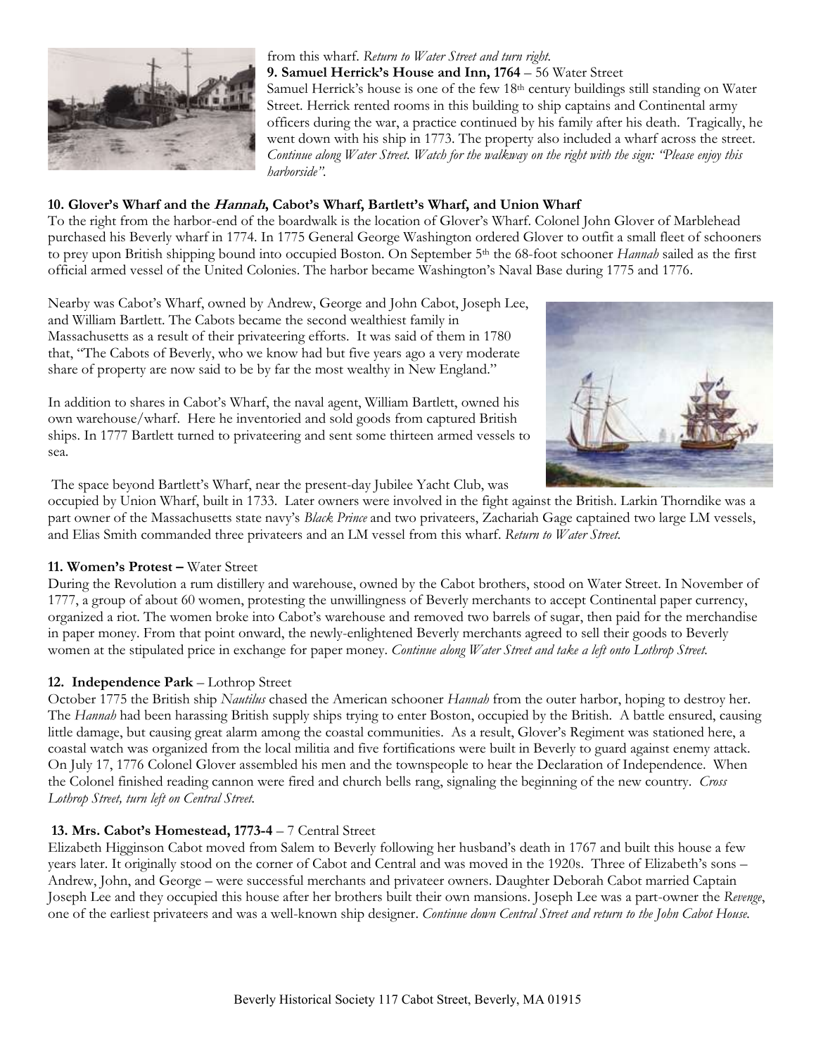from this wharf. *Return to Water Street and turn right.*

**9. Samuel Herrick's House and Inn, 1764** – 56 Water Street

Samuel Herrick's house is one of the few 18th century buildings still standing on Water Street. Herrick rented rooms in this building to ship captains and Continental army officers during the war, a practice continued by his family after his death. Tragically, he went down with his ship in 1773. The property also included a wharf across the street. *Continue along Water Street. Watch for the walkway on the right with the sign: "Please enjoy this harborside".*

**10. Glover's Wharf and the *Hannah*, Cabot's Wharf, Bartlett's Wharf, and Union Wharf**

To the right from the harbor-end of the boardwalk is the location of Glover's Wharf. Colonel John Glover of Marblehead purchased his Beverly wharf in 1774. In 1775 General George Washington ordered Glover to outfit a small fleet of schooners to prey upon British shipping bound into occupied Boston. On September 5th the 68-foot schooner *Hannah* sailed as the first official armed vessel of the United Colonies. The harbor became Washington's Naval Base during 1775 and 1776.

Nearby was Cabot's Wharf, owned by Andrew, George and John Cabot, Joseph Lee, and William Bartlett. The Cabots became the second wealthiest family in Massachusetts as a result of their privateering efforts. It was said of them in 1780 that, "The Cabots of Beverly, who we know had but five years ago a very moderate share of property are now said to be by far the most wealthy in New England."

In addition to shares in Cabot's Wharf, the naval agent, William Bartlett, owned his own warehouse/wharf. Here he inventoried and sold goods from captured British ships. In 1777 Bartlett turned to privateering and sent some thirteen armed vessels to sea.

The space beyond Bartlett's Wharf, near the present-day Jubilee Yacht Club, was occupied by Union Wharf, built in 1733. Later owners were involved in the fight against the British. Larkin Thorndike was a part owner of the Massachusetts state navy's *Black Prince* and two privateers, Zachariah Gage captained two large LM vessels, and Elias Smith commanded three privateers and an LM vessel from this wharf. *Return to Water Street.*

**11. Women's Protest –** Water Street

During the Revolution a rum distillery and warehouse, owned by the Cabot brothers, stood on Water Street. In November of 1777, a group of about 60 women, protesting the unwillingness of Beverly merchants to accept Continental paper currency, organized a riot. The women broke into Cabot's warehouse and removed two barrels of sugar, then paid for the merchandise in paper money. From that point onward, the newly-enlightened Beverly merchants agreed to sell their goods to Beverly women at the stipulated price in exchange for paper money. *Continue along Water Street and take a left onto Lothrop Street.*

**12. Independence Park** – Lothrop Street

October 1775 the British ship *Nautilus* chased the American schooner *Hannah* from the outer harbor, hoping to destroy her. The *Hannah* had been harassing British supply ships trying to enter Boston, occupied by the British. A battle ensured, causing little damage, but causing great alarm among the coastal communities. As a result, Glover's Regiment was stationed here, a coastal watch was organized from the local militia and five fortifications were built in Beverly to guard against enemy attack. On July 17, 1776 Colonel Glover assembled his men and the townspeople to hear the Declaration of Independence. When the Colonel finished reading cannon were fired and church bells rang, signaling the beginning of the new country. *Cross Lothrop Street, turn left on Central Street.*

**13. Mrs. Cabot's Homestead, 1773-4** – 7 Central Street

Elizabeth Higginson Cabot moved from Salem to Beverly following her husband's death in 1767 and built this house a few years later. It originally stood on the corner of Cabot and Central and was moved in the 1920s. Three of Elizabeth's sons – Andrew, John, and George – were successful merchants and privateer owners. Daughter Deborah Cabot married Captain Joseph Lee and they occupied this house after her brothers built their own mansions. Joseph Lee was a part-owner the *Revenge*, one of the earliest privateers and was a well-known ship designer. *Continue down Central Street and return to the John Cabot House.*

Beverly Historical Society 117 Cabot Street, Beverly, MA 01915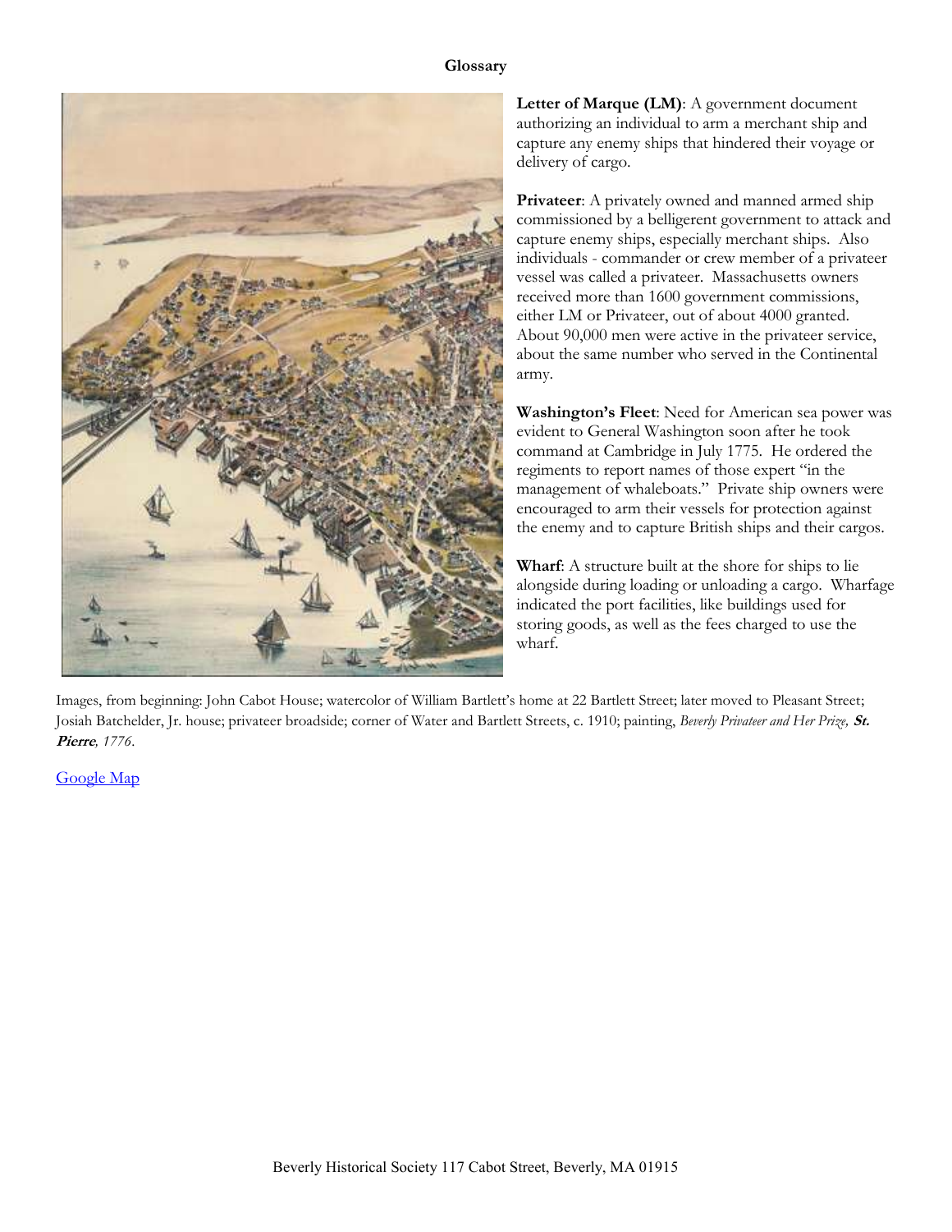## Glossary

**Letter of Marque (LM)**: A government document authorizing an individual to arm a merchant ship and capture any enemy ships that hindered their voyage or delivery of cargo.

**Privateer**: A privately owned and manned armed ship commissioned by a belligerent government to attack and capture enemy ships, especially merchant ships. Also individuals - commander or crew member of a privateer vessel was called a privateer. Massachusetts owners received more than 1600 government commissions, either LM or Privateer, out of about 4000 granted. About 90,000 men were active in the privateer service, about the same number who served in the Continental army.

**Washington's Fleet**: Need for American sea power was evident to General Washington soon after he took command at Cambridge in July 1775. He ordered the regiments to report names of those expert "in the management of whaleboats." Private ship owners were encouraged to arm their vessels for protection against the enemy and to capture British ships and their cargos.

**Wharf**: A structure built at the shore for ships to lie alongside during loading or unloading a cargo. Wharfage indicated the port facilities, like buildings used for storing goods, as well as the fees charged to use the wharf.

Images, from beginning: John Cabot House; watercolor of William Bartlett's home at 22 Bartlett Street; later moved to Pleasant Street; Josiah Batchelder, Jr. house; privateer broadside; corner of Water and Bartlett Streets, c. 1910; painting, *Beverly Privateer and Her Prize,* ***St. Pierre****, 1776*.

Google Map

Beverly Historical Society 117 Cabot Street, Beverly, MA 01915